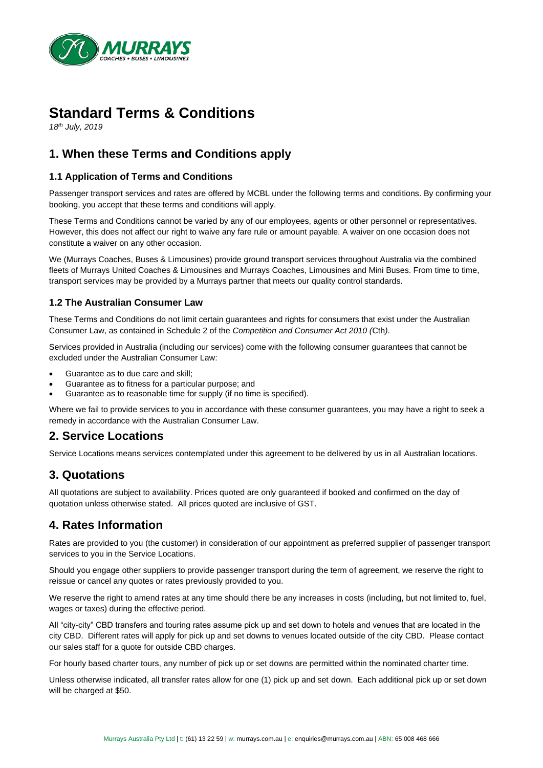# Standard Terms & Conditions

*18th July, 2019*

## 1. When these Terms and Conditions apply

### 1.1 Application of Terms and Conditions

Passenger transport services and rates are offered by MCBL under the following terms and conditions. By confirming your booking, you accept that these terms and conditions will apply.

These Terms and Conditions cannot be varied by any of our employees, agents or other personnel or representatives. However, this does not affect our right to waive any fare rule or amount payable. A waiver on one occasion does not constitute a waiver on any other occasion.

We (Murrays Coaches, Buses & Limousines) provide ground transport services throughout Australia via the combined fleets of Murrays United Coaches & Limousines and Murrays Coaches, Limousines and Mini Buses. From time to time, transport services may be provided by a Murrays partner that meets our quality control standards.

### 1.2 The Australian Consumer Law

These Terms and Conditions do not limit certain guarantees and rights for consumers that exist under the Australian Consumer Law, as contained in Schedule 2 of the *Competition and Consumer Act 2010 (*Cth*)*.

Services provided in Australia (including our services) come with the following consumer guarantees that cannot be excluded under the Australian Consumer Law:

- Guarantee as to due care and skill;
- Guarantee as to fitness for a particular purpose; and
- Guarantee as to reasonable time for supply (if no time is specified).

Where we fail to provide services to you in accordance with these consumer guarantees, you may have a right to seek a remedy in accordance with the Australian Consumer Law.

## 2. Service Locations

Service Locations means services contemplated under this agreement to be delivered by us in all Australian locations.

## 3. Quotations

All quotations are subject to availability. Prices quoted are only guaranteed if booked and confirmed on the day of quotation unless otherwise stated. All prices quoted are inclusive of GST.

## 4. Rates Information

Rates are provided to you (the customer) in consideration of our appointment as preferred supplier of passenger transport services to you in the Service Locations.

Should you engage other suppliers to provide passenger transport during the term of agreement, we reserve the right to reissue or cancel any quotes or rates previously provided to you.

We reserve the right to amend rates at any time should there be any increases in costs (including, but not limited to, fuel, wages or taxes) during the effective period.

All "city-city" CBD transfers and touring rates assume pick up and set down to hotels and venues that are located in the city CBD. Different rates will apply for pick up and set downs to venues located outside of the city CBD. Please contact our sales staff for a quote for outside CBD charges.

For hourly based charter tours, any number of pick up or set downs are permitted within the nominated charter time.

Unless otherwise indicated, all transfer rates allow for one (1) pick up and set down. Each additional pick up or set down will be charged at $50.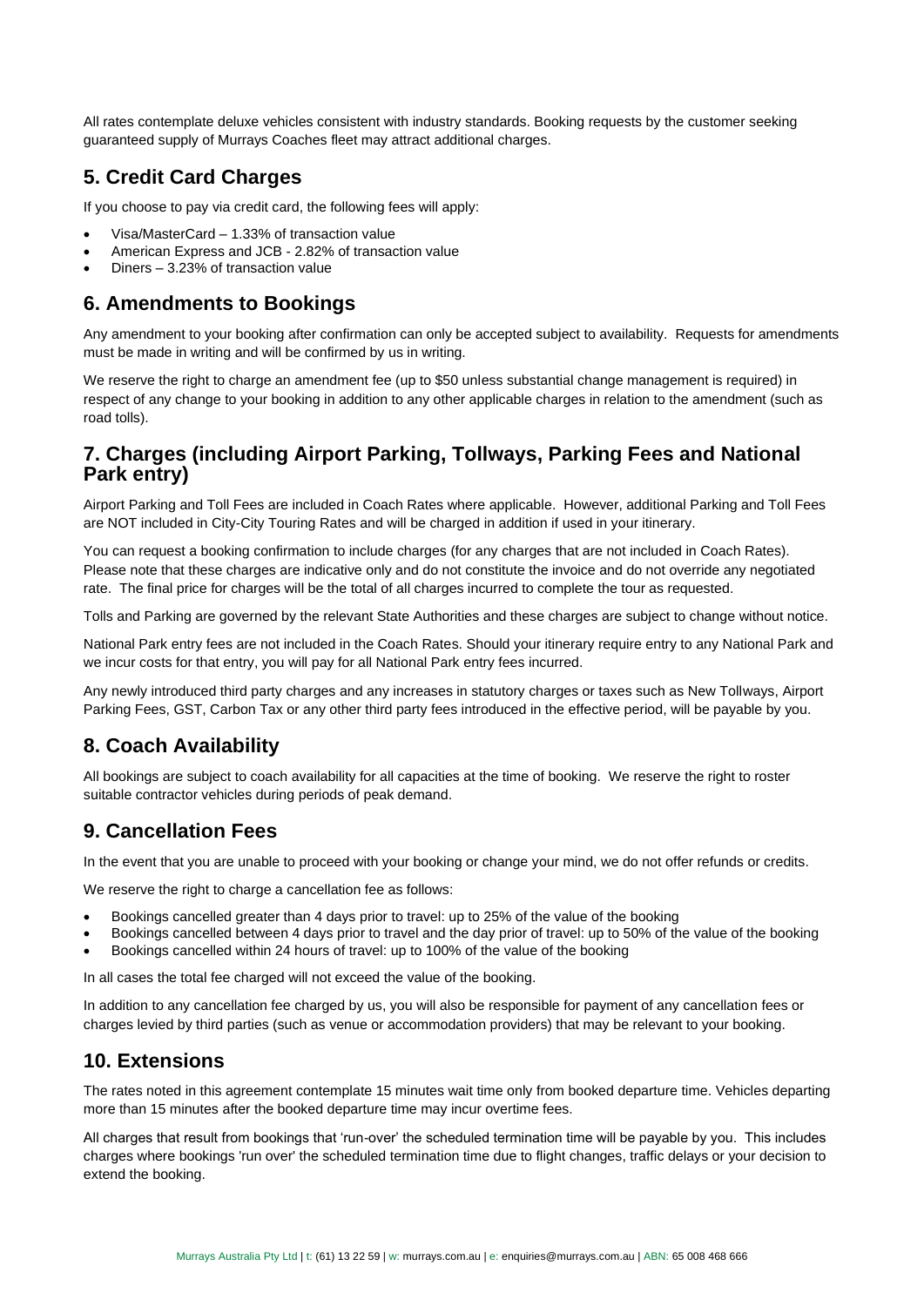All rates contemplate deluxe vehicles consistent with industry standards. Booking requests by the customer seeking guaranteed supply of Murrays Coaches fleet may attract additional charges.

## 5. Credit Card Charges

If you choose to pay via credit card, the following fees will apply:

- Visa/MasterCard – 1.33% of transaction value
- American Express and JCB - 2.82% of transaction value
- Diners – 3.23% of transaction value

## 6. Amendments to Bookings

Any amendment to your booking after confirmation can only be accepted subject to availability. Requests for amendments must be made in writing and will be confirmed by us in writing.

We reserve the right to charge an amendment fee (up to $50 unless substantial change management is required) in respect of any change to your booking in addition to any other applicable charges in relation to the amendment (such as road tolls).

## 7. Charges (including Airport Parking, Tollways, Parking Fees and National Park entry)

Airport Parking and Toll Fees are included in Coach Rates where applicable. However, additional Parking and Toll Fees are NOT included in City-City Touring Rates and will be charged in addition if used in your itinerary.

You can request a booking confirmation to include charges (for any charges that are not included in Coach Rates). Please note that these charges are indicative only and do not constitute the invoice and do not override any negotiated rate. The final price for charges will be the total of all charges incurred to complete the tour as requested.

Tolls and Parking are governed by the relevant State Authorities and these charges are subject to change without notice.

National Park entry fees are not included in the Coach Rates. Should your itinerary require entry to any National Park and we incur costs for that entry, you will pay for all National Park entry fees incurred.

Any newly introduced third party charges and any increases in statutory charges or taxes such as New Tollways, Airport Parking Fees, GST, Carbon Tax or any other third party fees introduced in the effective period, will be payable by you.

## 8. Coach Availability

All bookings are subject to coach availability for all capacities at the time of booking. We reserve the right to roster suitable contractor vehicles during periods of peak demand.

## 9. Cancellation Fees

In the event that you are unable to proceed with your booking or change your mind, we do not offer refunds or credits.

We reserve the right to charge a cancellation fee as follows:

- Bookings cancelled greater than 4 days prior to travel: up to 25% of the value of the booking
- Bookings cancelled between 4 days prior to travel and the day prior of travel: up to 50% of the value of the booking
- Bookings cancelled within 24 hours of travel: up to 100% of the value of the booking

In all cases the total fee charged will not exceed the value of the booking.

In addition to any cancellation fee charged by us, you will also be responsible for payment of any cancellation fees or charges levied by third parties (such as venue or accommodation providers) that may be relevant to your booking.

## 10. Extensions

The rates noted in this agreement contemplate 15 minutes wait time only from booked departure time. Vehicles departing more than 15 minutes after the booked departure time may incur overtime fees.

All charges that result from bookings that 'run-over' the scheduled termination time will be payable by you. This includes charges where bookings 'run over' the scheduled termination time due to flight changes, traffic delays or your decision to extend the booking.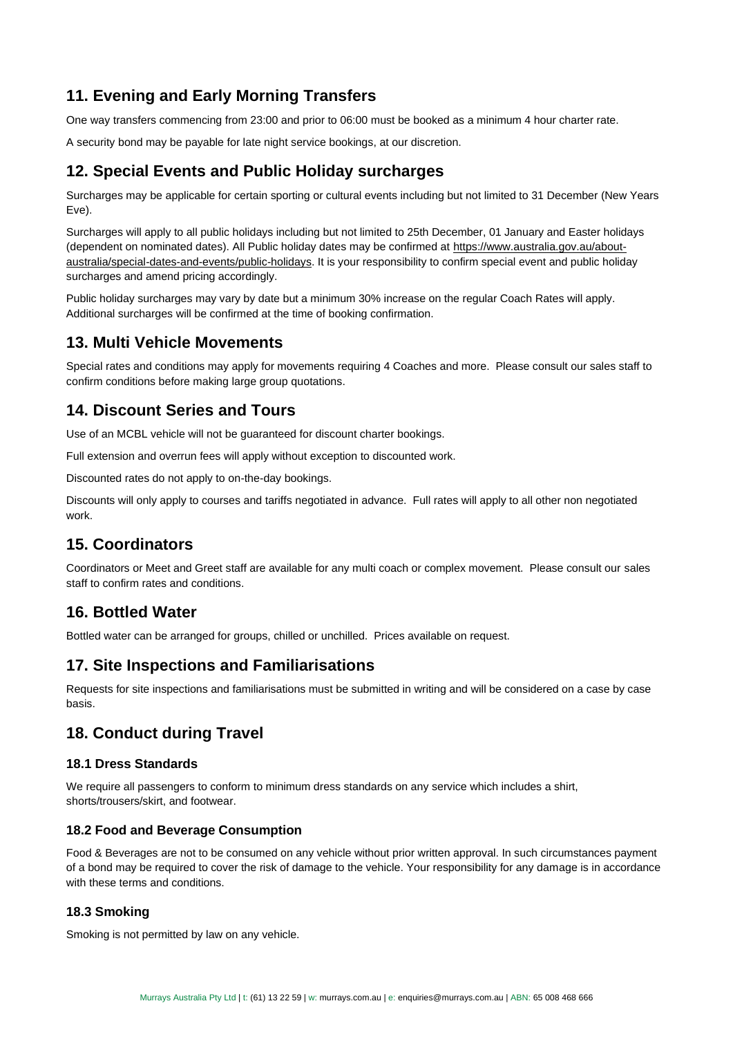## 11. Evening and Early Morning Transfers

One way transfers commencing from 23:00 and prior to 06:00 must be booked as a minimum 4 hour charter rate.

A security bond may be payable for late night service bookings, at our discretion.

## 12. Special Events and Public Holiday surcharges

Surcharges may be applicable for certain sporting or cultural events including but not limited to 31 December (New Years Eve).

Surcharges will apply to all public holidays including but not limited to 25th December, 01 January and Easter holidays (dependent on nominated dates). All Public holiday dates may be confirmed at https://www.australia.gov.au/about-australia/special-dates-and-events/public-holidays. It is your responsibility to confirm special event and public holiday surcharges and amend pricing accordingly.

Public holiday surcharges may vary by date but a minimum 30% increase on the regular Coach Rates will apply. Additional surcharges will be confirmed at the time of booking confirmation.

## 13. Multi Vehicle Movements

Special rates and conditions may apply for movements requiring 4 Coaches and more. Please consult our sales staff to confirm conditions before making large group quotations.

## 14. Discount Series and Tours

Use of an MCBL vehicle will not be guaranteed for discount charter bookings.

Full extension and overrun fees will apply without exception to discounted work.

Discounted rates do not apply to on-the-day bookings.

Discounts will only apply to courses and tariffs negotiated in advance. Full rates will apply to all other non negotiated work.

## 15. Coordinators

Coordinators or Meet and Greet staff are available for any multi coach or complex movement. Please consult our sales staff to confirm rates and conditions.

## 16. Bottled Water

Bottled water can be arranged for groups, chilled or unchilled. Prices available on request.

## 17. Site Inspections and Familiarisations

Requests for site inspections and familiarisations must be submitted in writing and will be considered on a case by case basis.

## 18. Conduct during Travel

### 18.1 Dress Standards

We require all passengers to conform to minimum dress standards on any service which includes a shirt, shorts/trousers/skirt, and footwear.

### 18.2 Food and Beverage Consumption

Food & Beverages are not to be consumed on any vehicle without prior written approval. In such circumstances payment of a bond may be required to cover the risk of damage to the vehicle. Your responsibility for any damage is in accordance with these terms and conditions.

### 18.3 Smoking

Smoking is not permitted by law on any vehicle.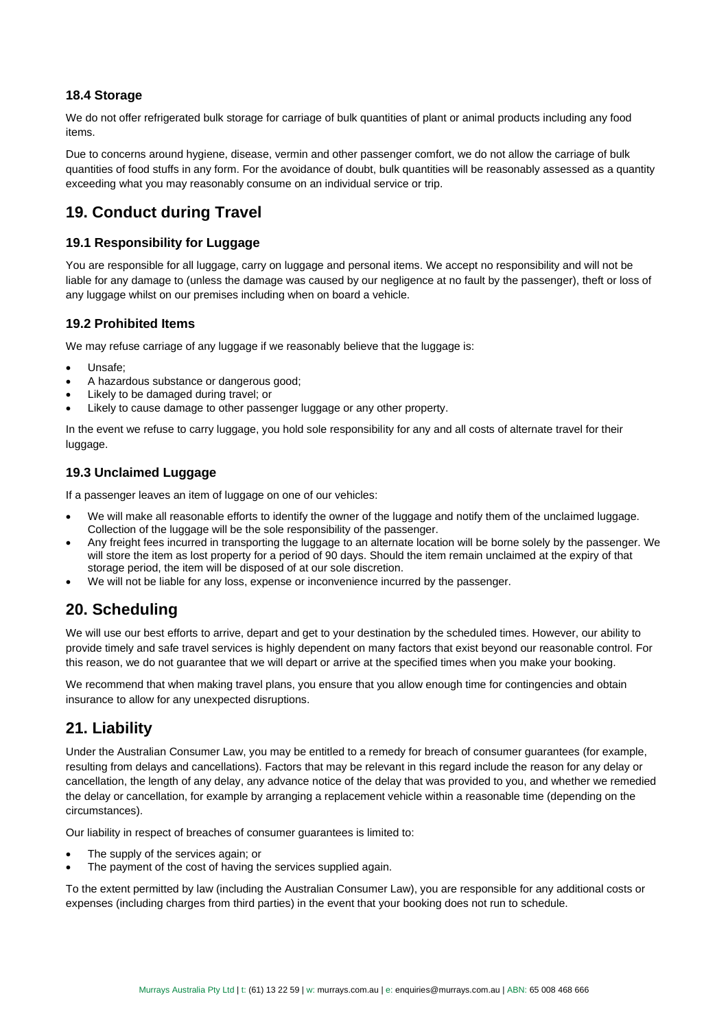### 18.4 Storage

We do not offer refrigerated bulk storage for carriage of bulk quantities of plant or animal products including any food items.

Due to concerns around hygiene, disease, vermin and other passenger comfort, we do not allow the carriage of bulk quantities of food stuffs in any form. For the avoidance of doubt, bulk quantities will be reasonably assessed as a quantity exceeding what you may reasonably consume on an individual service or trip.

## 19. Conduct during Travel

### 19.1 Responsibility for Luggage

You are responsible for all luggage, carry on luggage and personal items. We accept no responsibility and will not be liable for any damage to (unless the damage was caused by our negligence at no fault by the passenger), theft or loss of any luggage whilst on our premises including when on board a vehicle.

### 19.2 Prohibited Items

We may refuse carriage of any luggage if we reasonably believe that the luggage is:

- Unsafe;
- A hazardous substance or dangerous good;
- Likely to be damaged during travel; or
- Likely to cause damage to other passenger luggage or any other property.

In the event we refuse to carry luggage, you hold sole responsibility for any and all costs of alternate travel for their luggage.

### 19.3 Unclaimed Luggage

If a passenger leaves an item of luggage on one of our vehicles:

- We will make all reasonable efforts to identify the owner of the luggage and notify them of the unclaimed luggage. Collection of the luggage will be the sole responsibility of the passenger.
- Any freight fees incurred in transporting the luggage to an alternate location will be borne solely by the passenger. We will store the item as lost property for a period of 90 days. Should the item remain unclaimed at the expiry of that storage period, the item will be disposed of at our sole discretion.
- We will not be liable for any loss, expense or inconvenience incurred by the passenger.

## 20. Scheduling

We will use our best efforts to arrive, depart and get to your destination by the scheduled times. However, our ability to provide timely and safe travel services is highly dependent on many factors that exist beyond our reasonable control. For this reason, we do not guarantee that we will depart or arrive at the specified times when you make your booking.

We recommend that when making travel plans, you ensure that you allow enough time for contingencies and obtain insurance to allow for any unexpected disruptions.

## 21. Liability

Under the Australian Consumer Law, you may be entitled to a remedy for breach of consumer guarantees (for example, resulting from delays and cancellations). Factors that may be relevant in this regard include the reason for any delay or cancellation, the length of any delay, any advance notice of the delay that was provided to you, and whether we remedied the delay or cancellation, for example by arranging a replacement vehicle within a reasonable time (depending on the circumstances).

Our liability in respect of breaches of consumer guarantees is limited to:

- The supply of the services again; or
- The payment of the cost of having the services supplied again.

To the extent permitted by law (including the Australian Consumer Law), you are responsible for any additional costs or expenses (including charges from third parties) in the event that your booking does not run to schedule.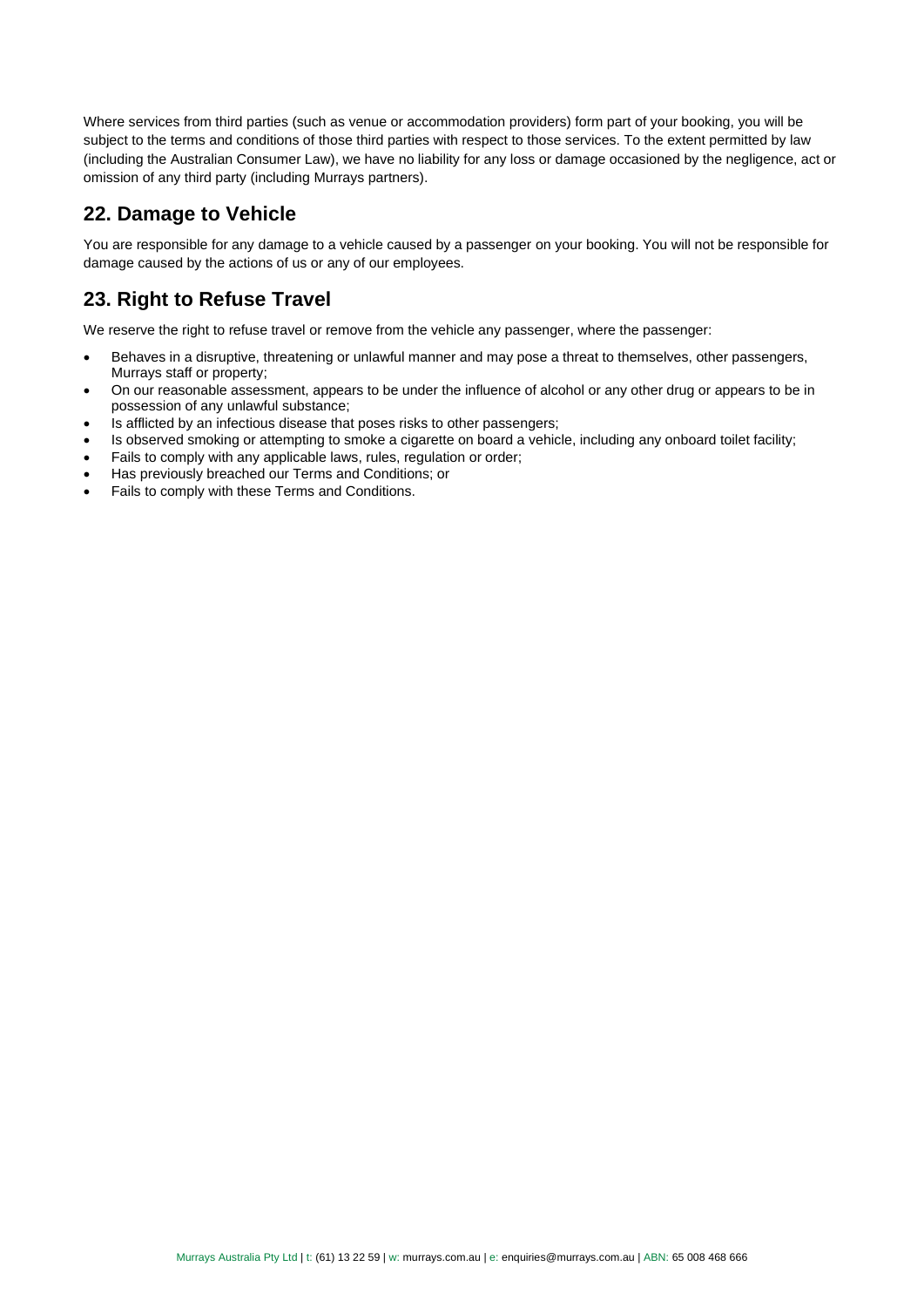Where services from third parties (such as venue or accommodation providers) form part of your booking, you will be subject to the terms and conditions of those third parties with respect to those services. To the extent permitted by law (including the Australian Consumer Law), we have no liability for any loss or damage occasioned by the negligence, act or omission of any third party (including Murrays partners).

## 22. Damage to Vehicle

You are responsible for any damage to a vehicle caused by a passenger on your booking. You will not be responsible for damage caused by the actions of us or any of our employees.

## 23. Right to Refuse Travel

We reserve the right to refuse travel or remove from the vehicle any passenger, where the passenger:

- Behaves in a disruptive, threatening or unlawful manner and may pose a threat to themselves, other passengers, Murrays staff or property;
- On our reasonable assessment, appears to be under the influence of alcohol or any other drug or appears to be in possession of any unlawful substance;
- Is afflicted by an infectious disease that poses risks to other passengers;
- Is observed smoking or attempting to smoke a cigarette on board a vehicle, including any onboard toilet facility;
- Fails to comply with any applicable laws, rules, regulation or order;
- Has previously breached our Terms and Conditions; or
- Fails to comply with these Terms and Conditions.